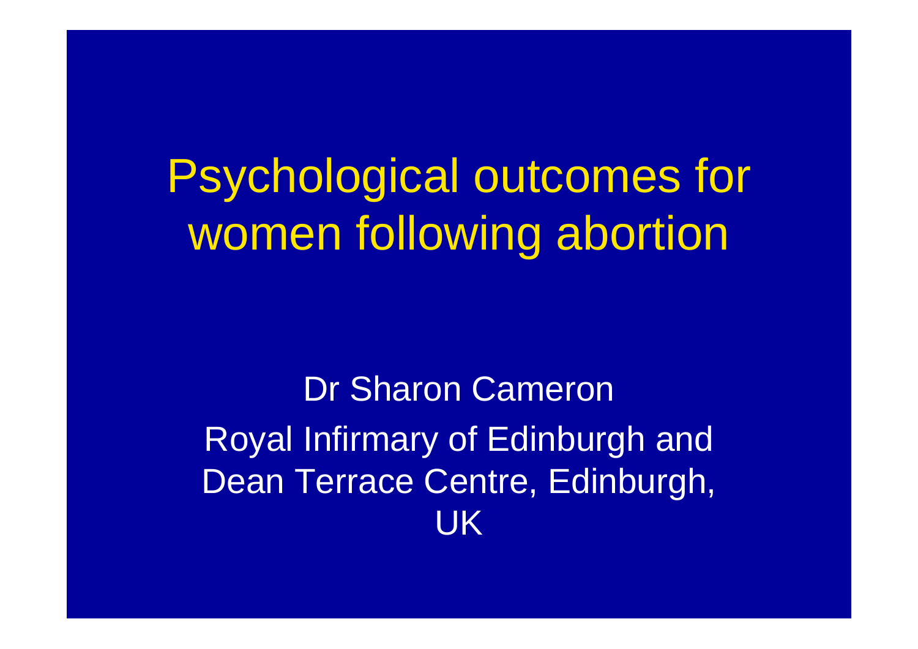# Psychological outcomes for women following abortion

Dr Sharon Cameron

Royal Infirmary of Edinburgh and Dean Terrace Centre, Edinburgh, UK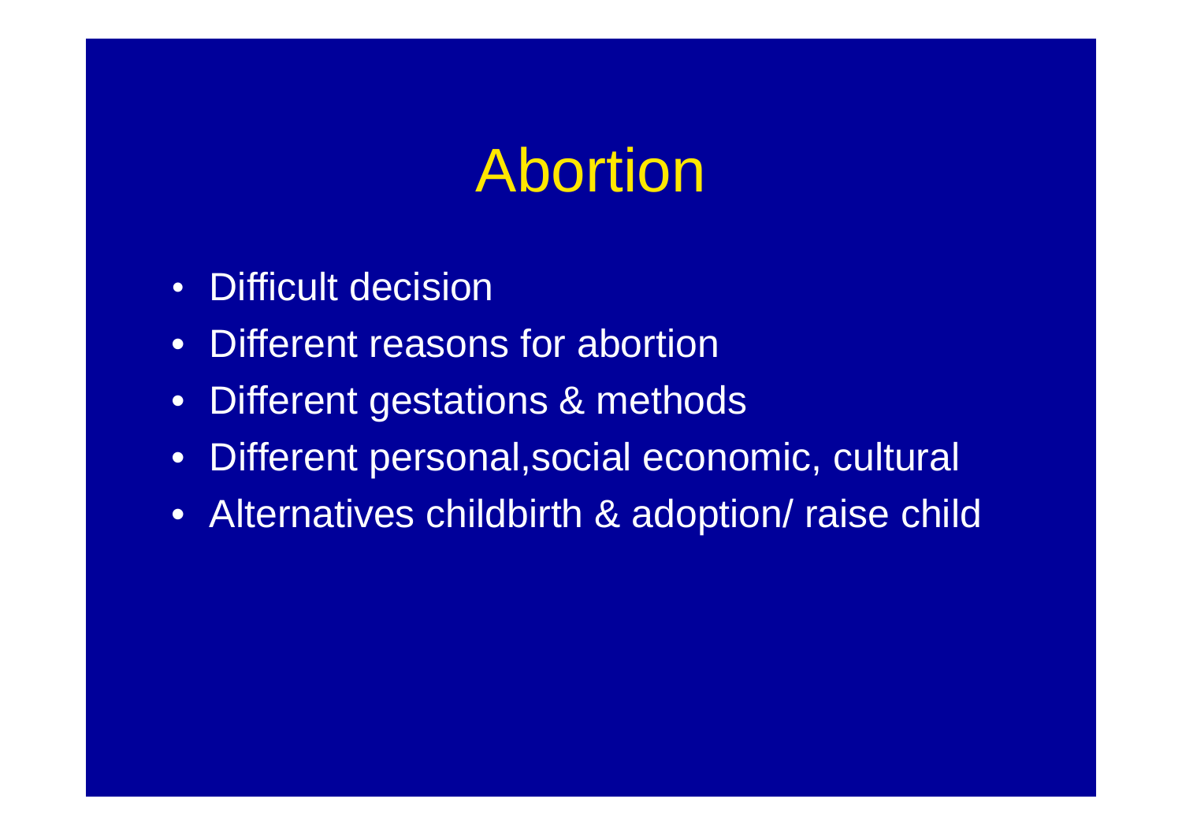# Abortion

- Difficult decision
- Different reasons for abortion
- Different gestations & methods
- Different personal,social economic, cultural
- Alternatives childbirth & adoption/ raise child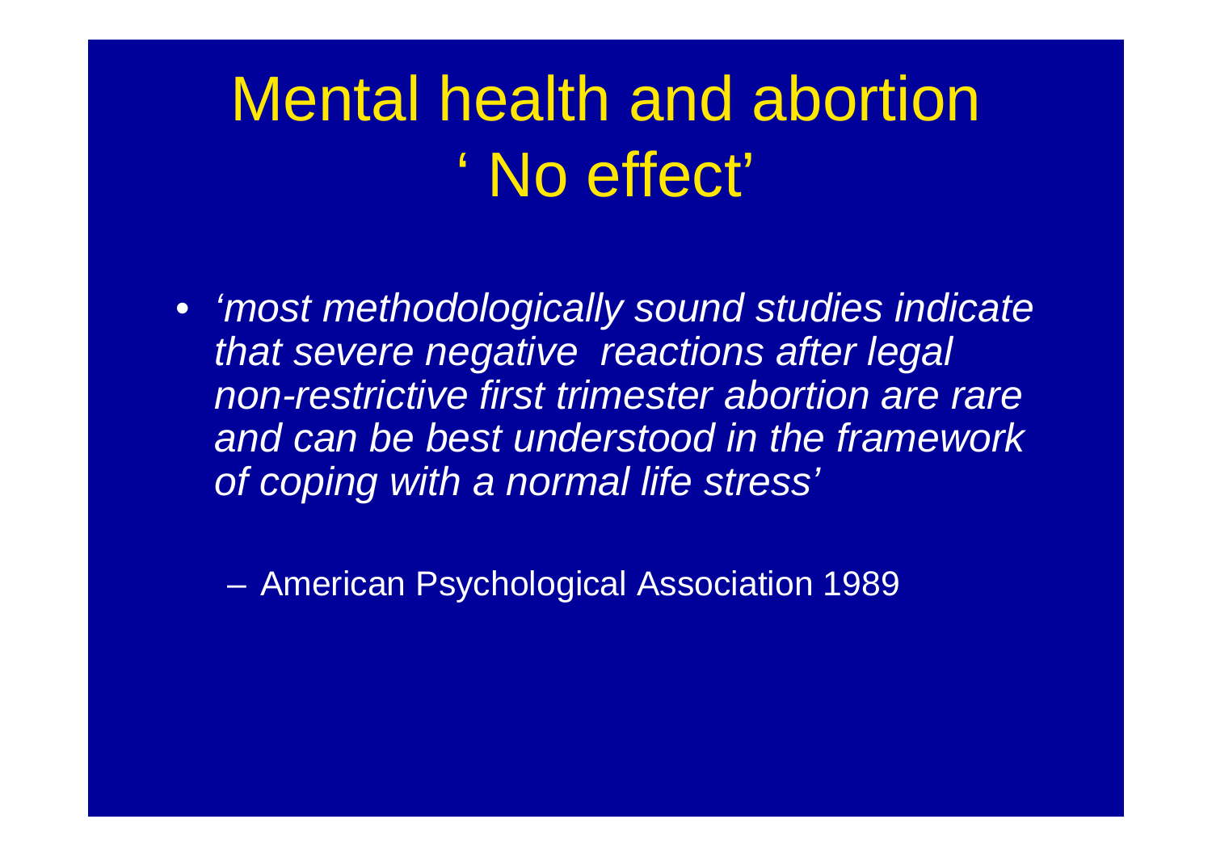# Mental health and abortion ' No effect'

- *'most methodologically sound studies indicate that severe negative reactions after legal non-restrictive first trimester abortion are rare and can be best understood in the framework of coping with a normal life stress'*

  – American Psychological Association 1989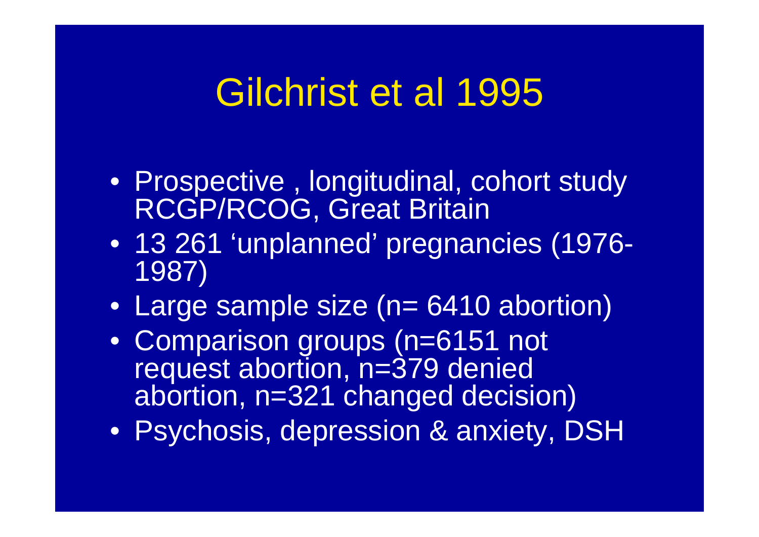# Gilchrist et al 1995

- Prospective , longitudinal, cohort study RCGP/RCOG, Great Britain
- 13 261 'unplanned' pregnancies (1976-1987)
- Large sample size (n= 6410 abortion)
- Comparison groups (n=6151 not request abortion, n=379 denied abortion, n=321 changed decision)
- Psychosis, depression & anxiety, DSH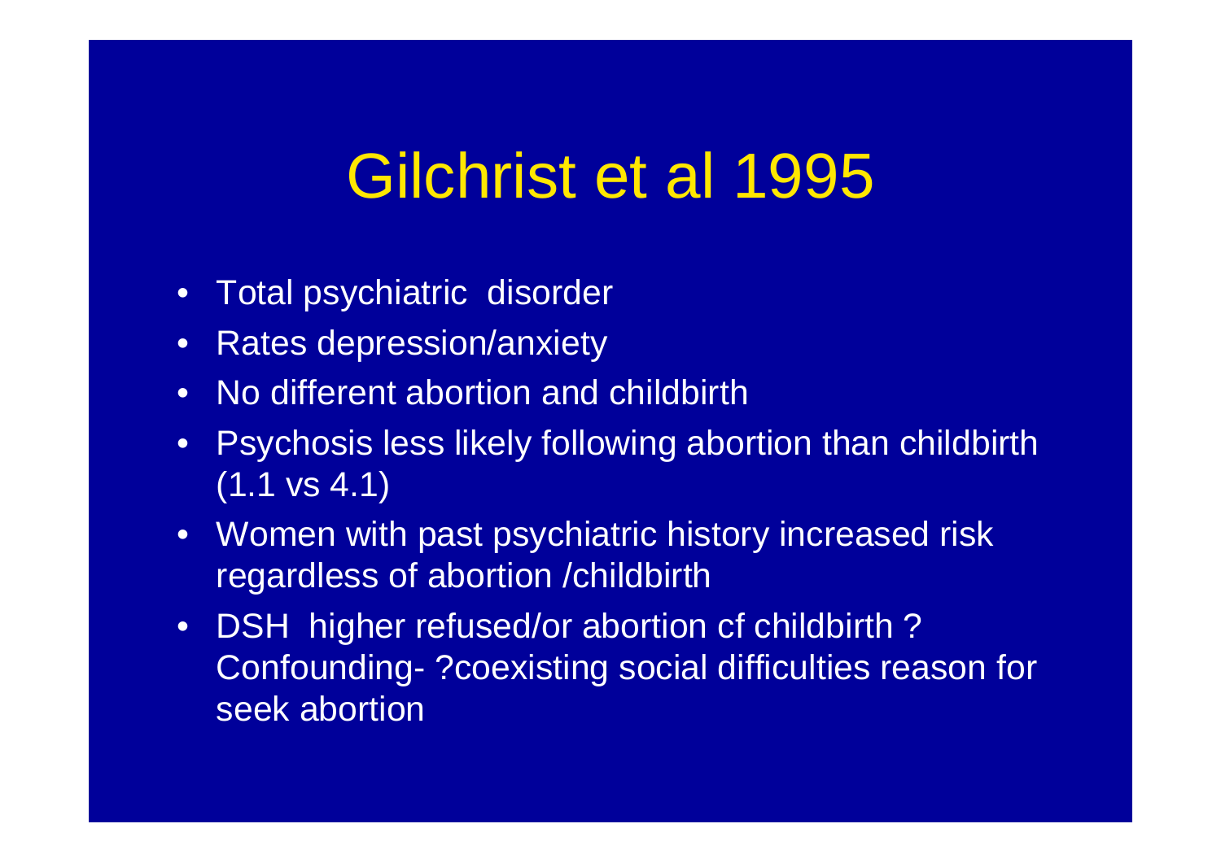# Gilchrist et al 1995

- Total psychiatric disorder
- Rates depression/anxiety
- No different abortion and childbirth
- Psychosis less likely following abortion than childbirth (1.1 vs 4.1)
- Women with past psychiatric history increased risk regardless of abortion /childbirth
- DSH higher refused/or abortion cf childbirth ? Confounding- ?coexisting social difficulties reason for seek abortion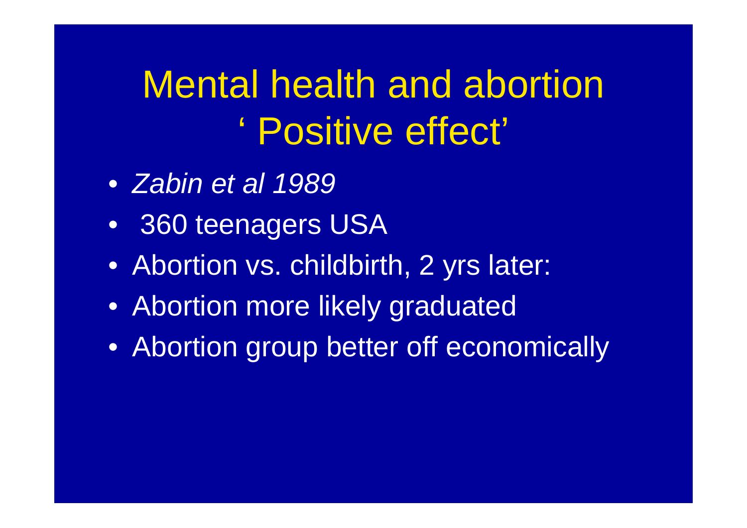# Mental health and abortion ' Positive effect'

- *Zabin et al 1989*
- 360 teenagers USA
- Abortion vs. childbirth, 2 yrs later:
- Abortion more likely graduated
- Abortion group better off economically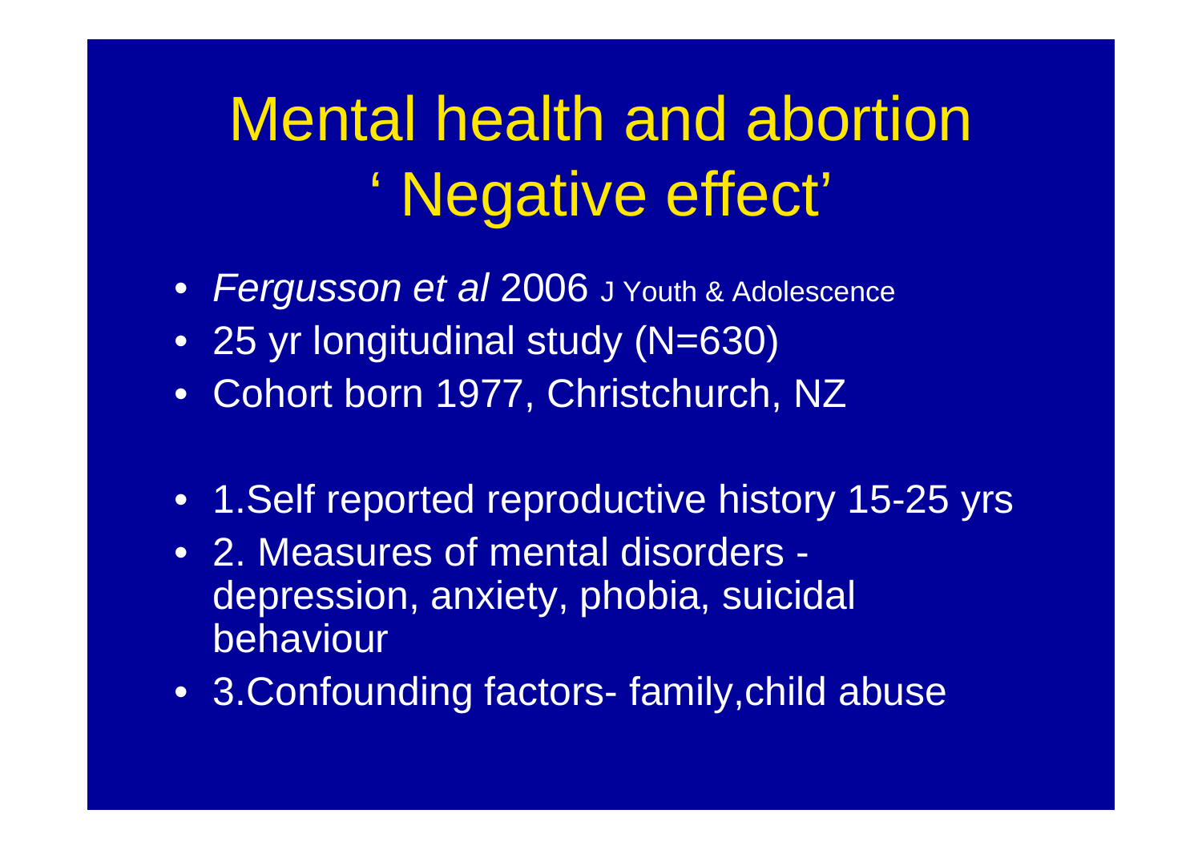# Mental health and abortion ' Negative effect'

- *Fergusson et al* 2006 J Youth & Adolescence
- 25 yr longitudinal study (N=630)
- Cohort born 1977, Christchurch, NZ

- 1.Self reported reproductive history 15-25 yrs
- 2. Measures of mental disorders - depression, anxiety, phobia, suicidal behaviour
- 3.Confounding factors- family,child abuse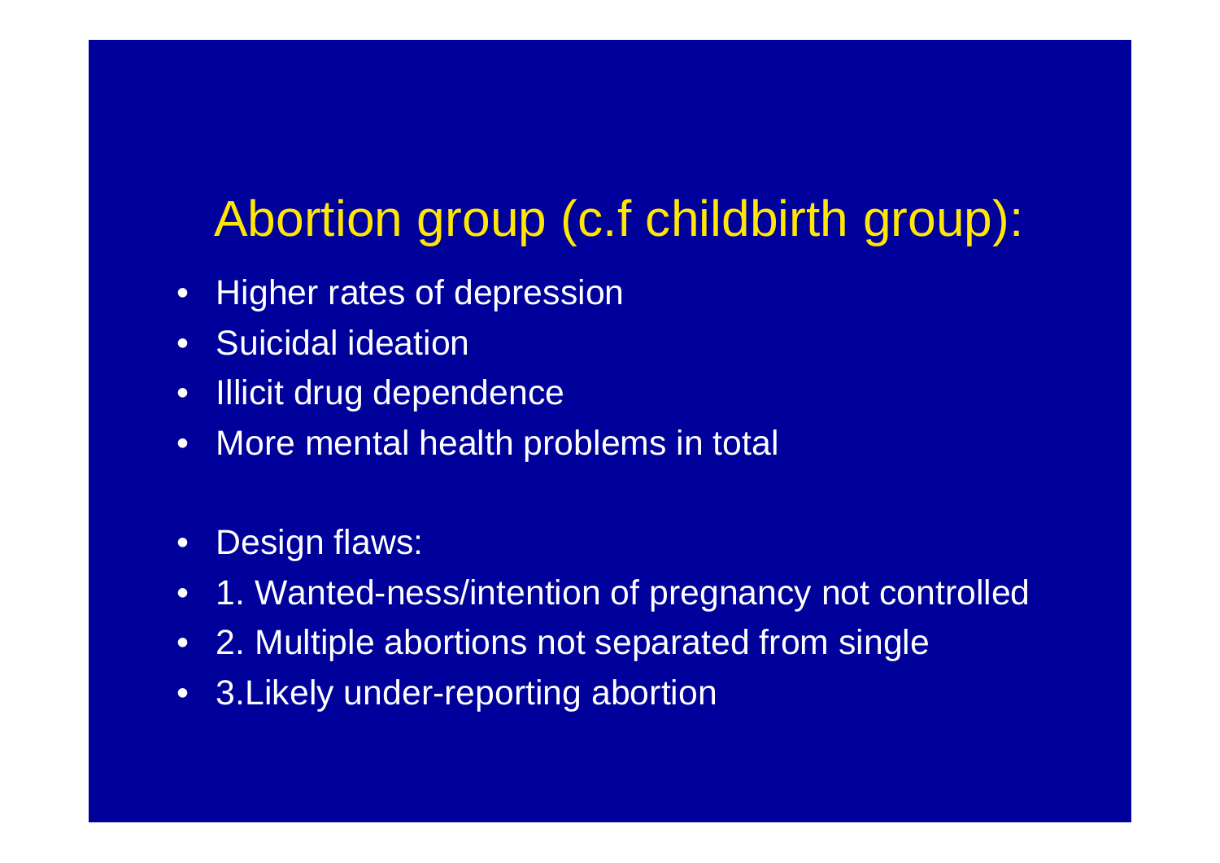# Abortion group (c.f childbirth group):

- Higher rates of depression
- Suicidal ideation
- Illicit drug dependence
- More mental health problems in total

- Design flaws:
- 1. Wanted-ness/intention of pregnancy not controlled
- 2. Multiple abortions not separated from single
- 3.Likely under-reporting abortion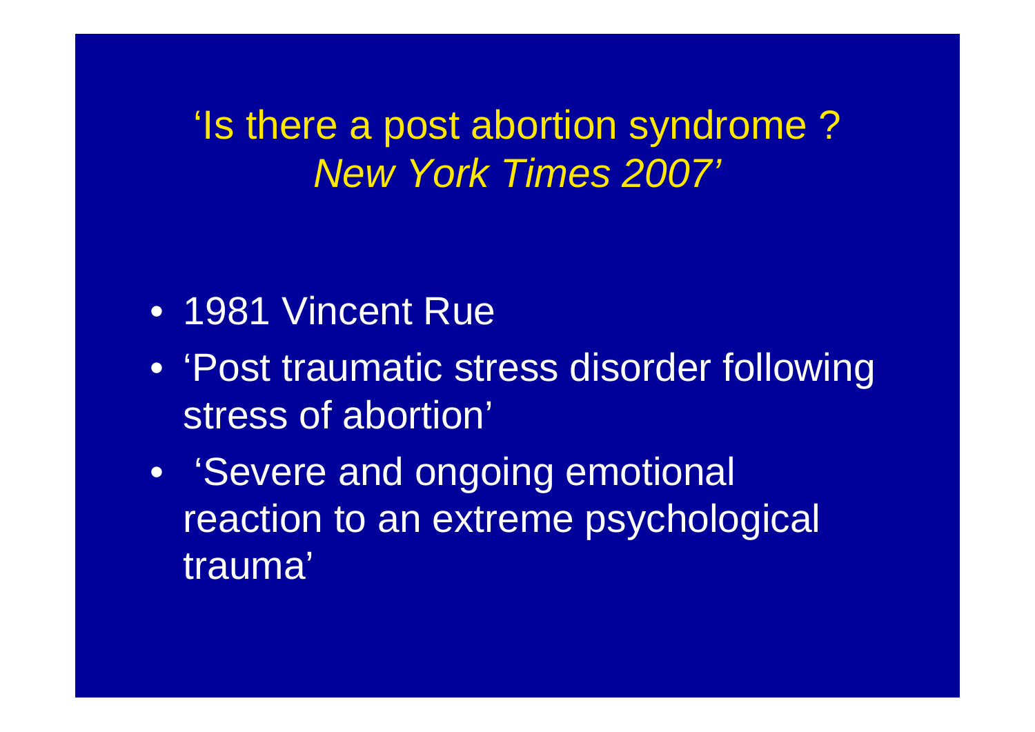# 'Is there a post abortion syndrome ? *New York Times 2007'*

- 1981 Vincent Rue
- 'Post traumatic stress disorder following stress of abortion'
- 'Severe and ongoing emotional reaction to an extreme psychological trauma'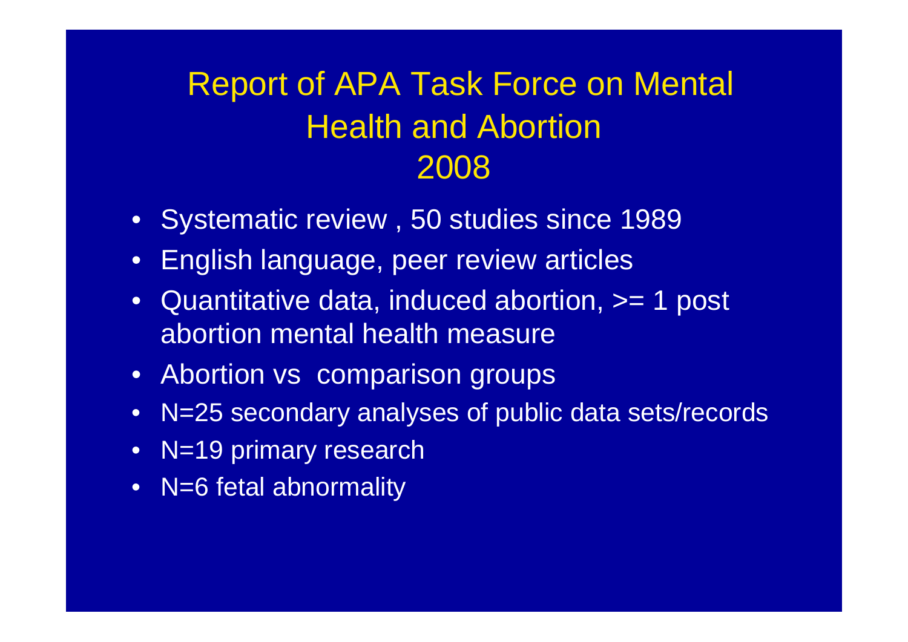# Report of APA Task Force on Mental Health and Abortion 2008

- Systematic review , 50 studies since 1989
- English language, peer review articles
- Quantitative data, induced abortion, >= 1 post abortion mental health measure
- Abortion vs comparison groups
- N=25 secondary analyses of public data sets/records
- N=19 primary research
- N=6 fetal abnormality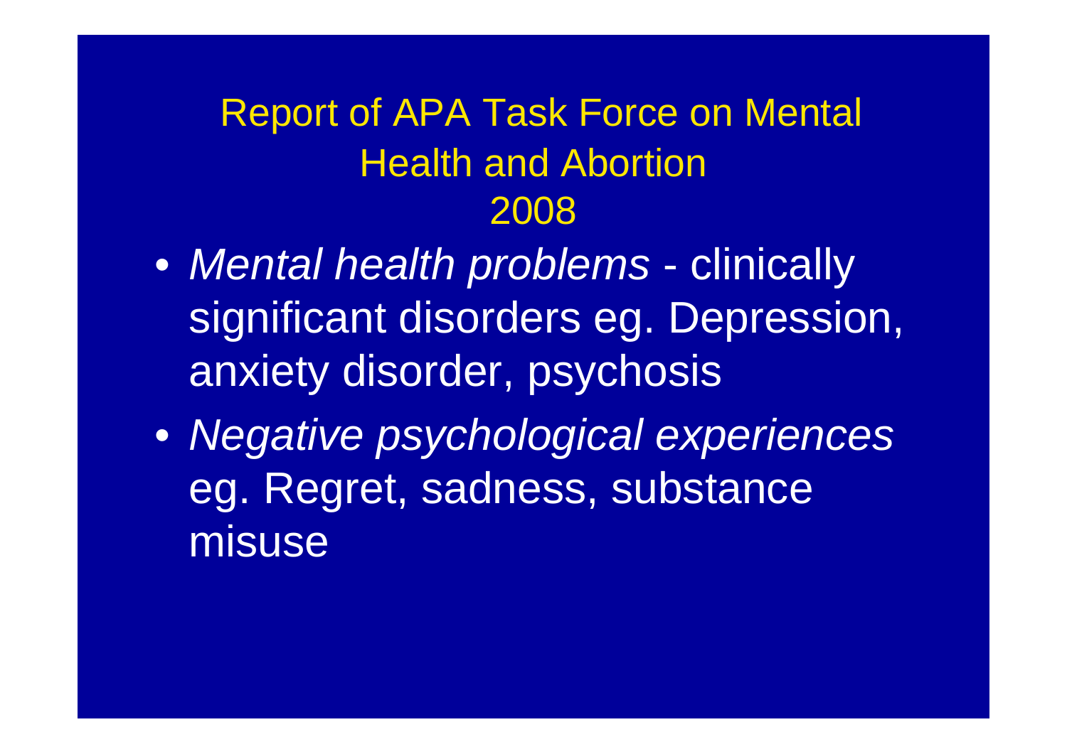# Report of APA Task Force on Mental Health and Abortion 2008

- *Mental health problems* - clinically significant disorders eg. Depression, anxiety disorder, psychosis
- *Negative psychological experiences* eg. Regret, sadness, substance misuse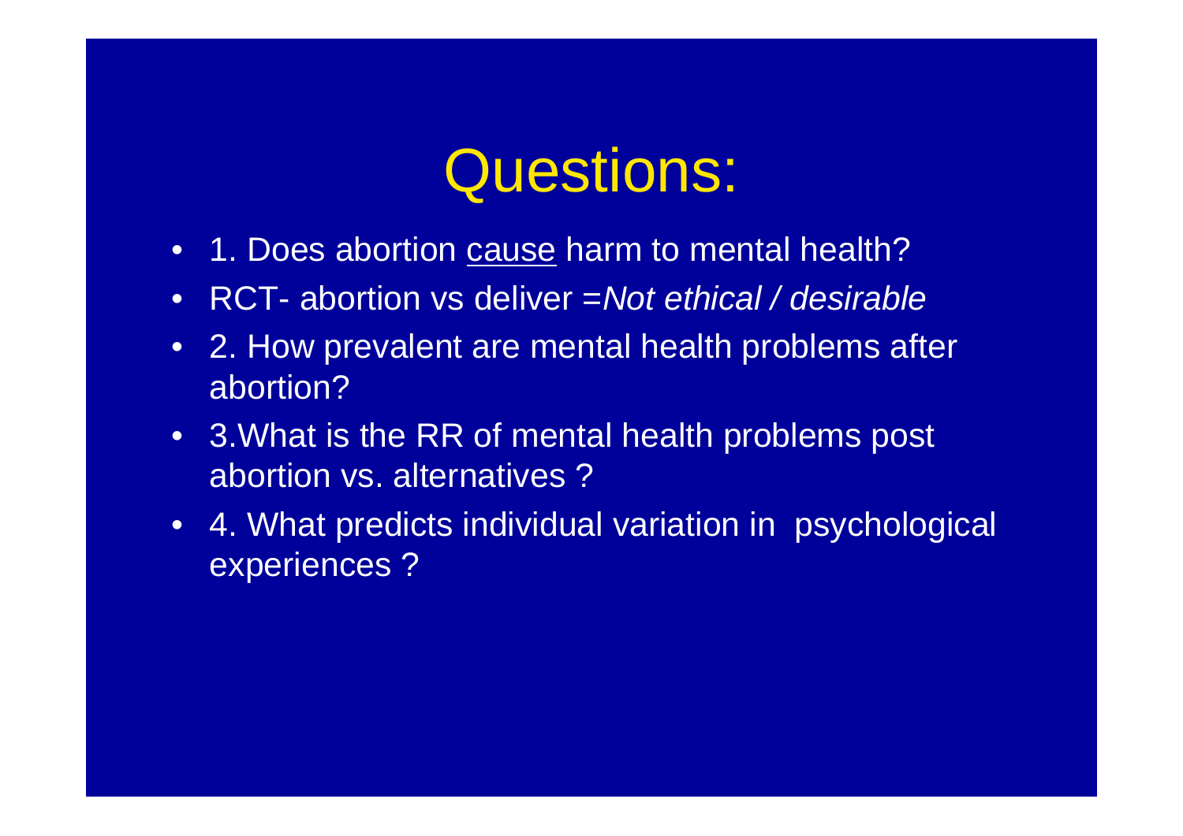# Questions:

- 1. Does abortion <u>cause</u> harm to mental health?
- RCT- abortion vs deliver =*Not ethical / desirable*
- 2. How prevalent are mental health problems after abortion?
- 3.What is the RR of mental health problems post abortion vs. alternatives ?
- 4. What predicts individual variation in psychological experiences ?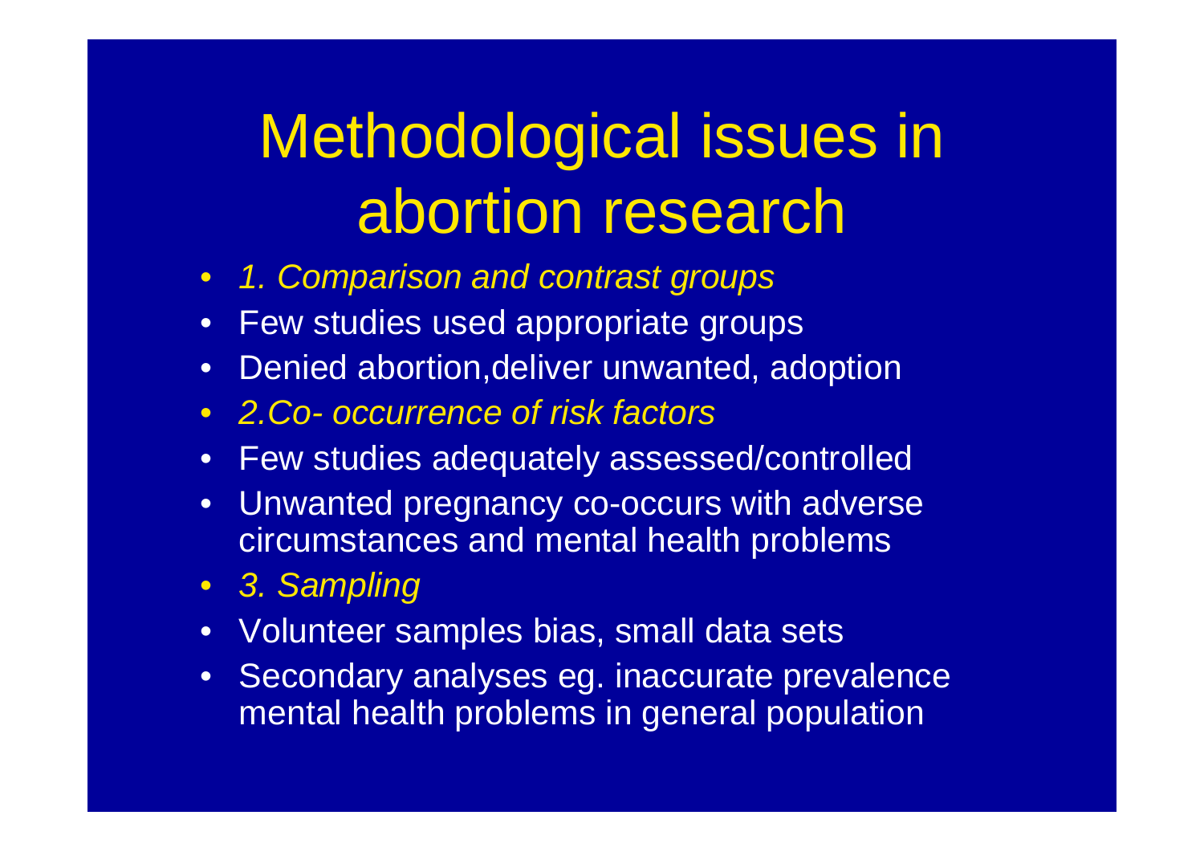# Methodological issues in abortion research

- *1. Comparison and contrast groups*
- Few studies used appropriate groups
- Denied abortion,deliver unwanted, adoption
- *2.Co- occurrence of risk factors*
- Few studies adequately assessed/controlled
- Unwanted pregnancy co-occurs with adverse circumstances and mental health problems
- *3. Sampling*
- Volunteer samples bias, small data sets
- Secondary analyses eg. inaccurate prevalence mental health problems in general population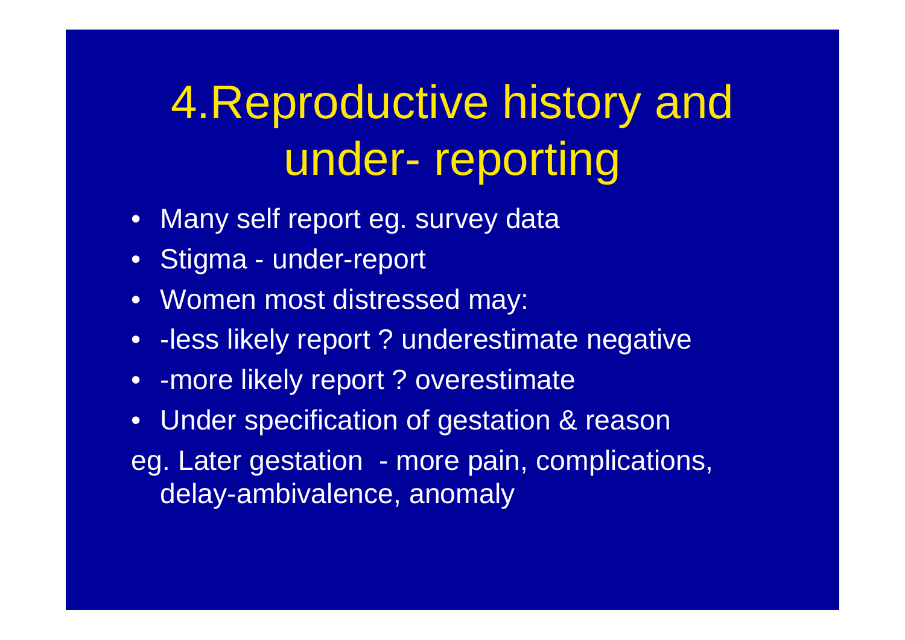# 4.Reproductive history and under- reporting

- Many self report eg. survey data
- Stigma - under-report
- Women most distressed may:
- -less likely report ? underestimate negative
- -more likely report ? overestimate
- Under specification of gestation & reason

eg. Later gestation - more pain, complications, delay-ambivalence, anomaly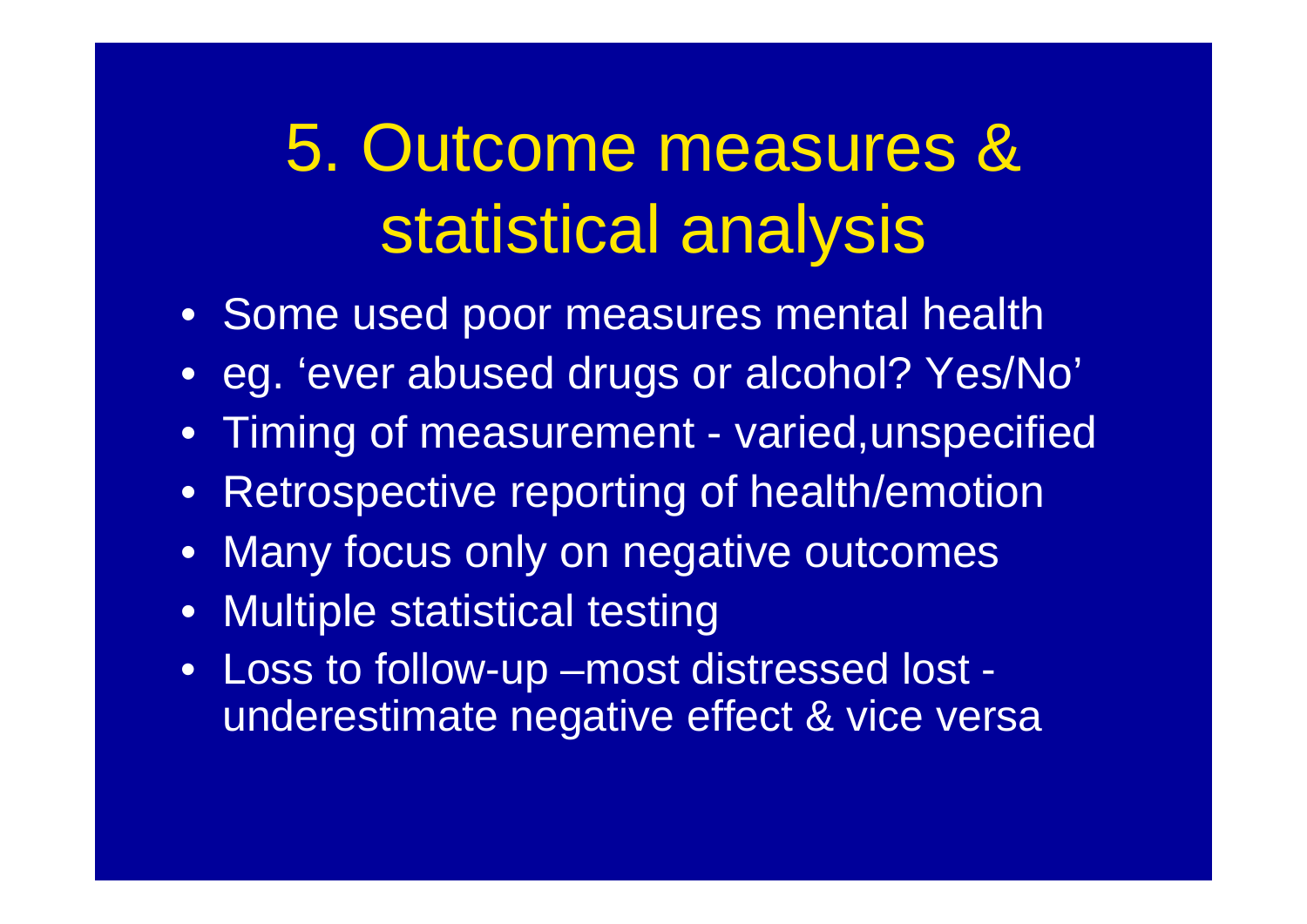# 5. Outcome measures & statistical analysis

- Some used poor measures mental health
- eg. 'ever abused drugs or alcohol? Yes/No'
- Timing of measurement - varied,unspecified
- Retrospective reporting of health/emotion
- Many focus only on negative outcomes
- Multiple statistical testing
- Loss to follow-up –most distressed lost - underestimate negative effect & vice versa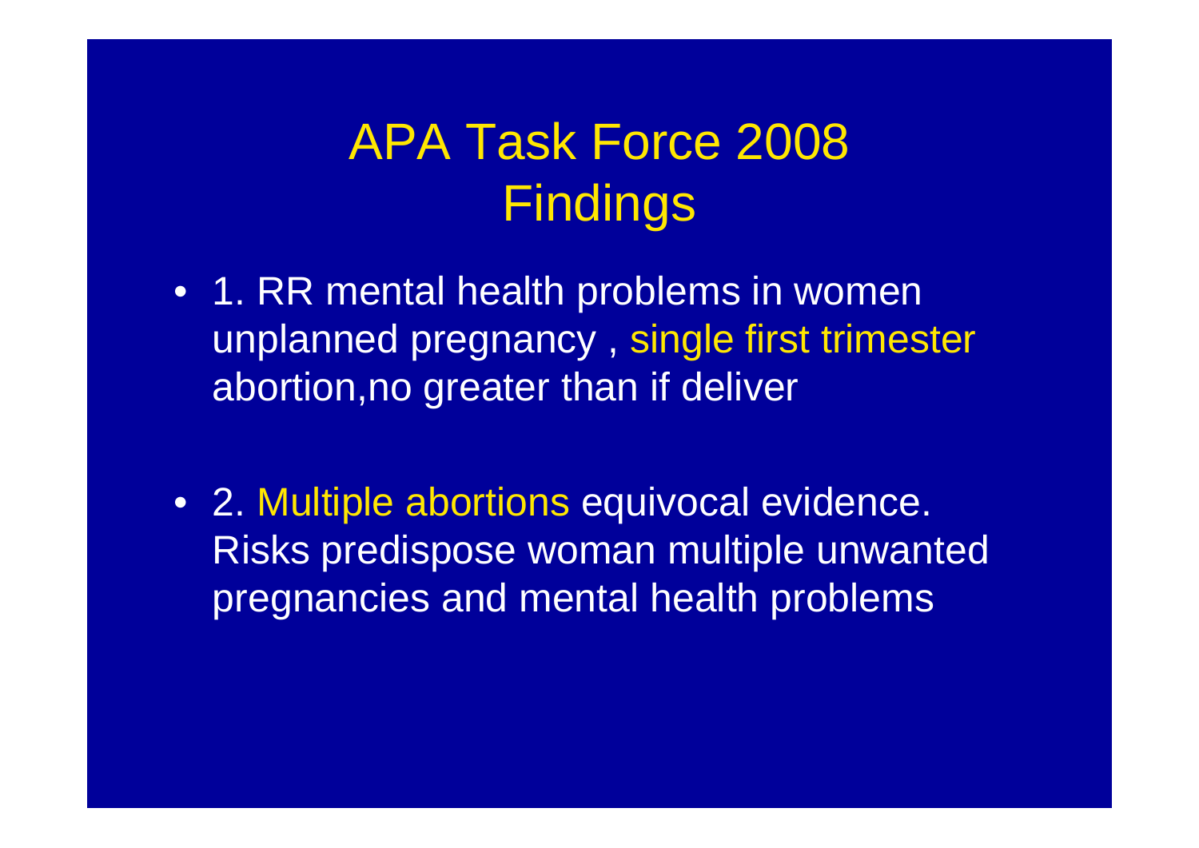# APA Task Force 2008 Findings

- 1. RR mental health problems in women unplanned pregnancy , single first trimester abortion,no greater than if deliver

- 2. Multiple abortions equivocal evidence. Risks predispose woman multiple unwanted pregnancies and mental health problems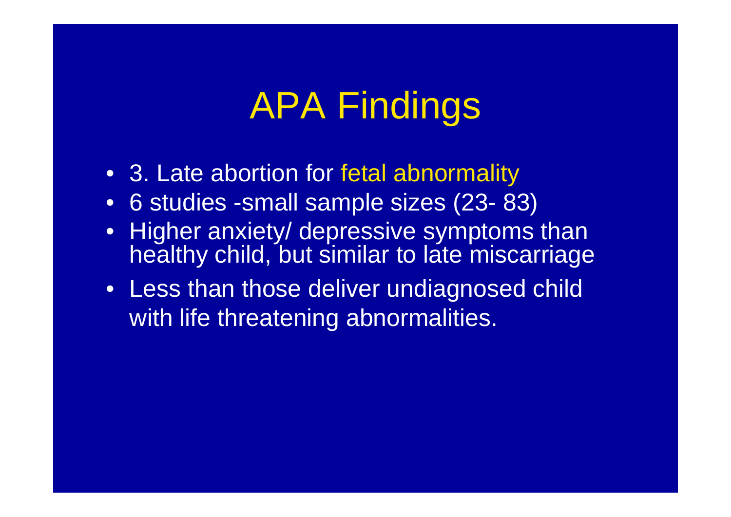# APA Findings

- 3. Late abortion for fetal abnormality
- 6 studies -small sample sizes (23- 83)
- Higher anxiety/ depressive symptoms than healthy child, but similar to late miscarriage
- Less than those deliver undiagnosed child with life threatening abnormalities.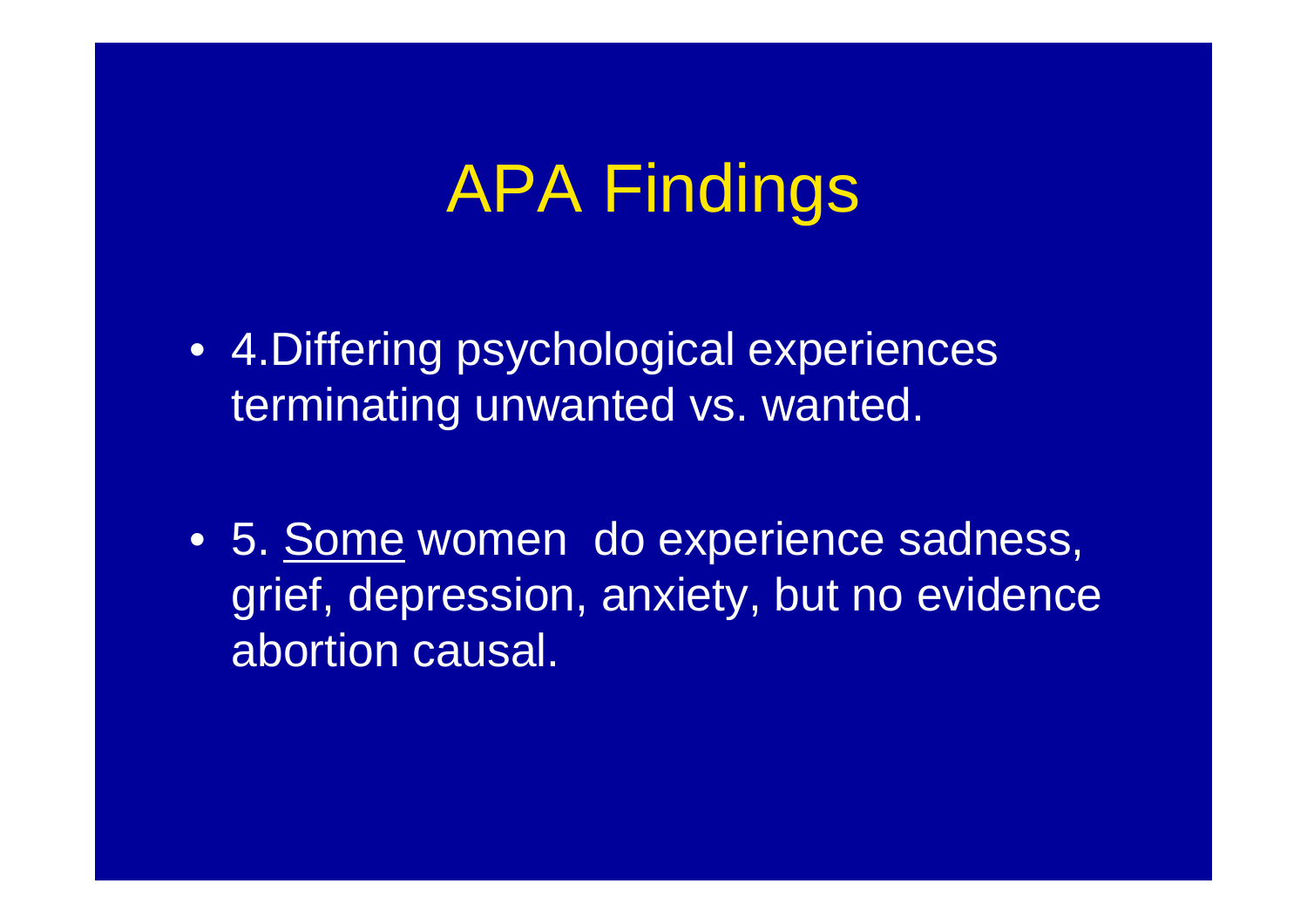# APA Findings

- 4.Differing psychological experiences terminating unwanted vs. wanted.

- 5. <u>Some</u> women do experience sadness, grief, depression, anxiety, but no evidence abortion causal.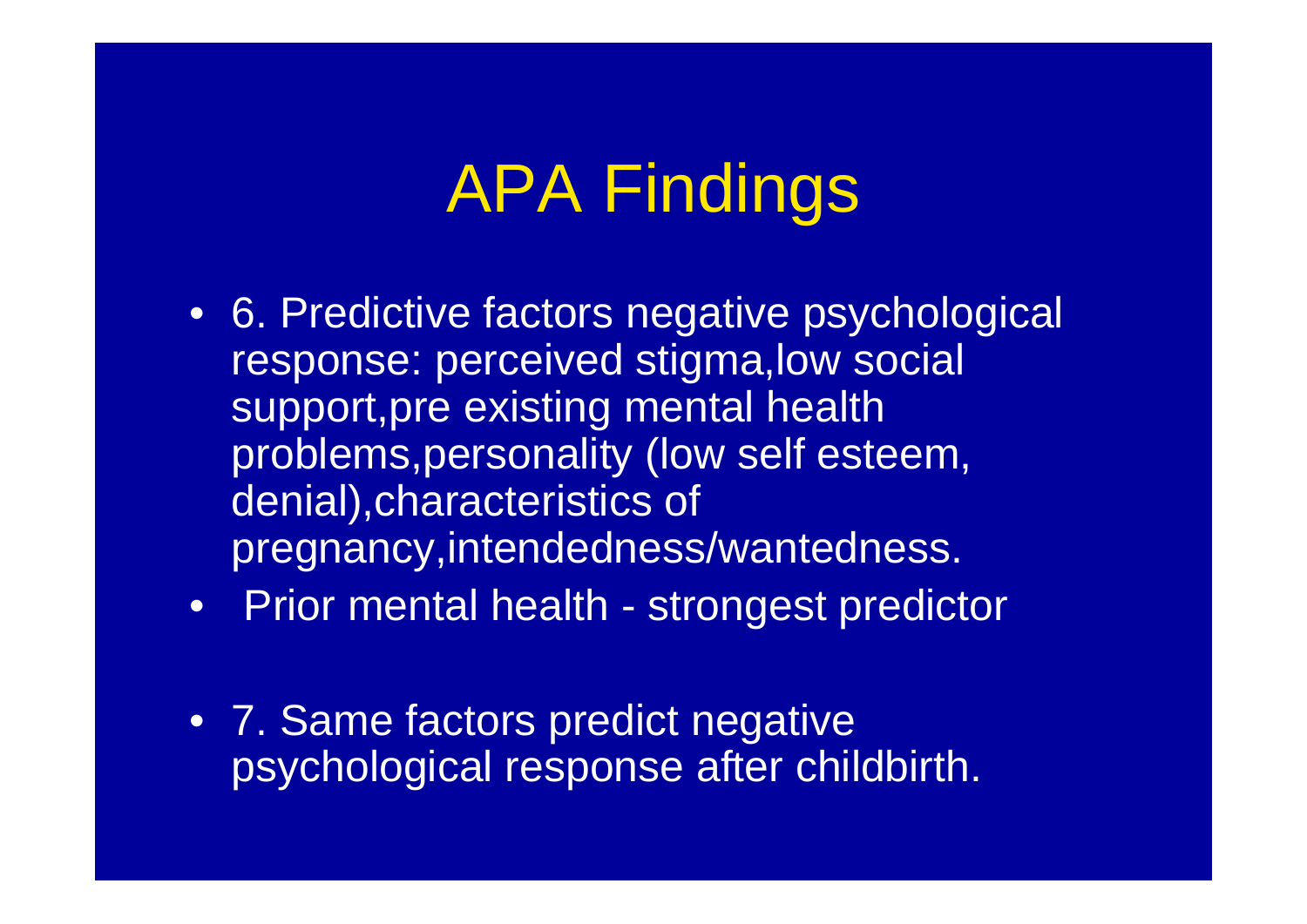# APA Findings

- 6. Predictive factors negative psychological response: perceived stigma,low social support,pre existing mental health problems,personality (low self esteem, denial),characteristics of pregnancy,intendedness/wantedness.
- Prior mental health - strongest predictor
- 7. Same factors predict negative psychological response after childbirth.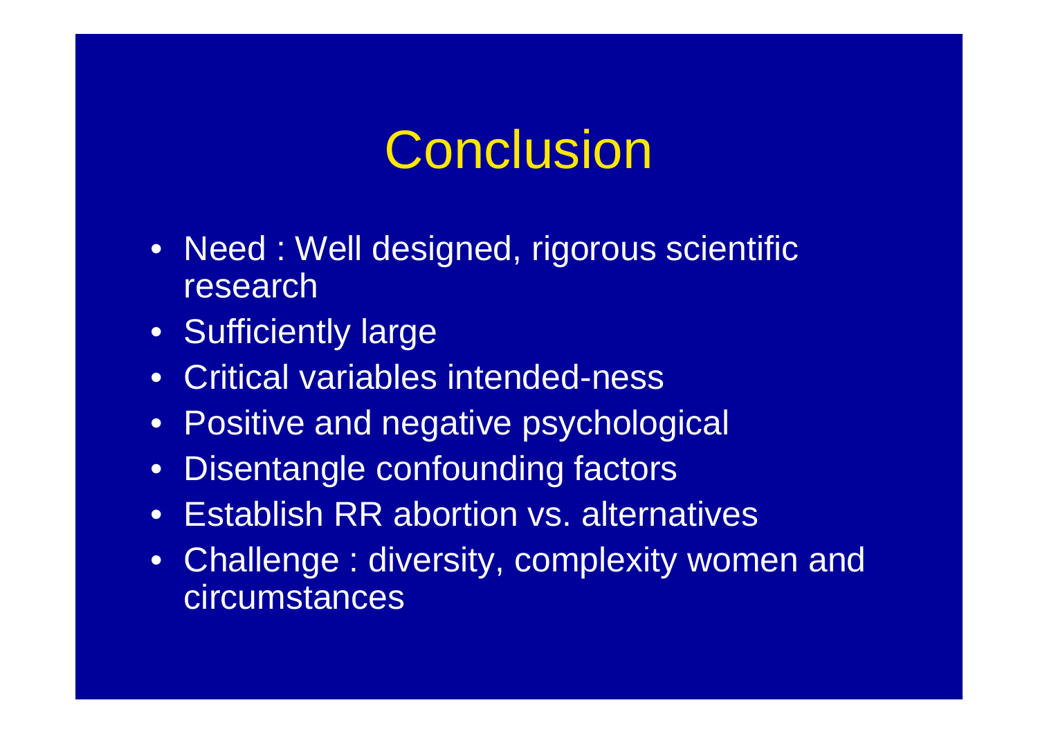# Conclusion

- Need : Well designed, rigorous scientific research
- Sufficiently large
- Critical variables intended-ness
- Positive and negative psychological
- Disentangle confounding factors
- Establish RR abortion vs. alternatives
- Challenge : diversity, complexity women and circumstances